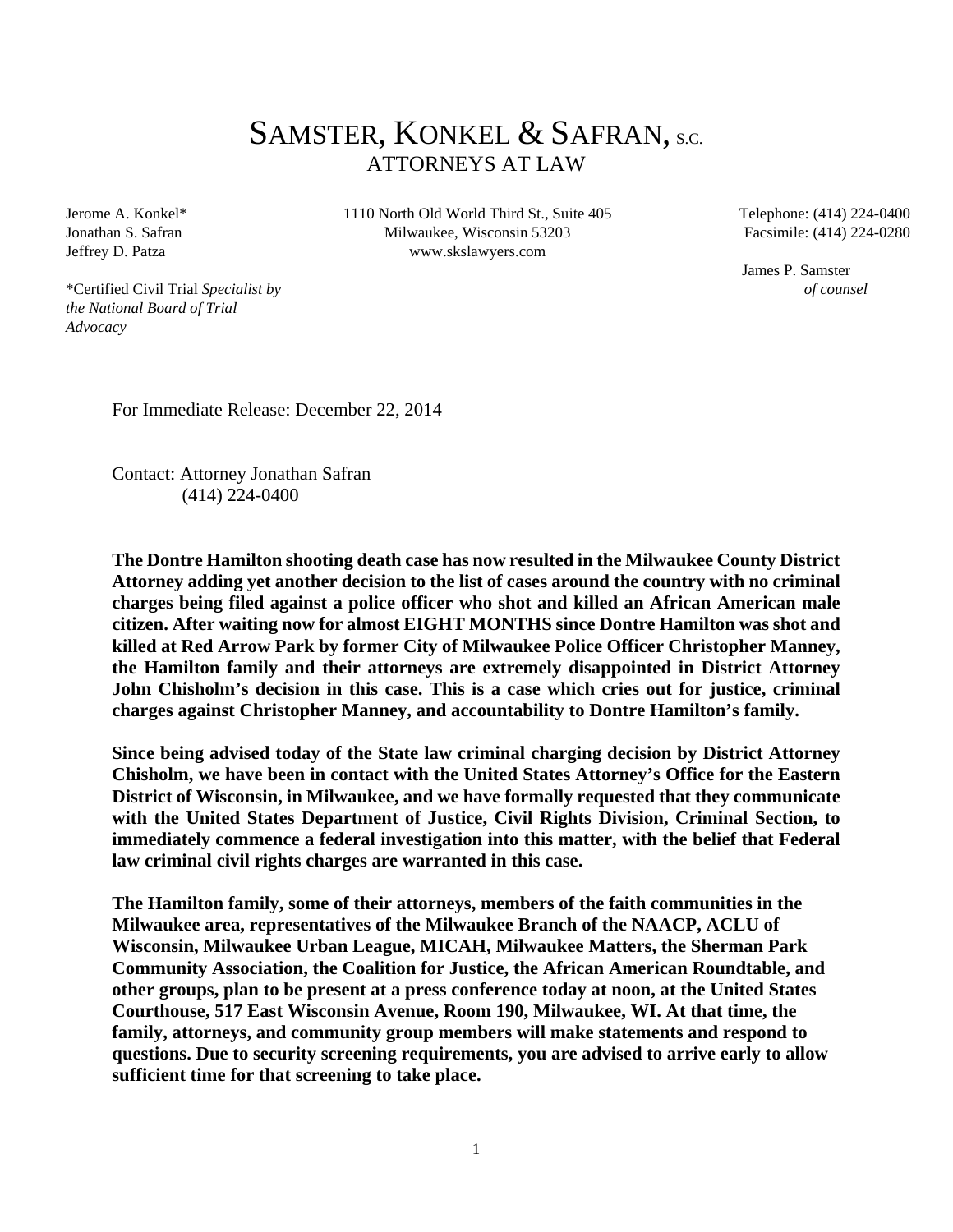# SAMSTER, KONKEL & SAFRAN, S.C.

## ATTORNEYS AT LAW

Jerome A. Konkel*
Jonathan S. Safran
Jeffrey D. Patza

*Certified Civil Trial *Specialist by the National Board of Trial Advocacy*

1110 North Old World Third St., Suite 405
Milwaukee, Wisconsin 53203
www.skslawyers.com

Telephone: (414) 224-0400
Facsimile: (414) 224-0280

James P. Samster
*of counsel*

For Immediate Release: December 22, 2014

Contact: Attorney Jonathan Safran
(414) 224-0400

**The Dontre Hamilton shooting death case has now resulted in the Milwaukee County District Attorney adding yet another decision to the list of cases around the country with no criminal charges being filed against a police officer who shot and killed an African American male citizen. After waiting now for almost EIGHT MONTHS since Dontre Hamilton was shot and killed at Red Arrow Park by former City of Milwaukee Police Officer Christopher Manney, the Hamilton family and their attorneys are extremely disappointed in District Attorney John Chisholm's decision in this case. This is a case which cries out for justice, criminal charges against Christopher Manney, and accountability to Dontre Hamilton's family.**

**Since being advised today of the State law criminal charging decision by District Attorney Chisholm, we have been in contact with the United States Attorney's Office for the Eastern District of Wisconsin, in Milwaukee, and we have formally requested that they communicate with the United States Department of Justice, Civil Rights Division, Criminal Section, to immediately commence a federal investigation into this matter, with the belief that Federal law criminal civil rights charges are warranted in this case.**

**The Hamilton family, some of their attorneys, members of the faith communities in the Milwaukee area, representatives of the Milwaukee Branch of the NAACP, ACLU of Wisconsin, Milwaukee Urban League, MICAH, Milwaukee Matters, the Sherman Park Community Association, the Coalition for Justice, the African American Roundtable, and other groups, plan to be present at a press conference today at noon, at the United States Courthouse, 517 East Wisconsin Avenue, Room 190, Milwaukee, WI. At that time, the family, attorneys, and community group members will make statements and respond to questions. Due to security screening requirements, you are advised to arrive early to allow sufficient time for that screening to take place.**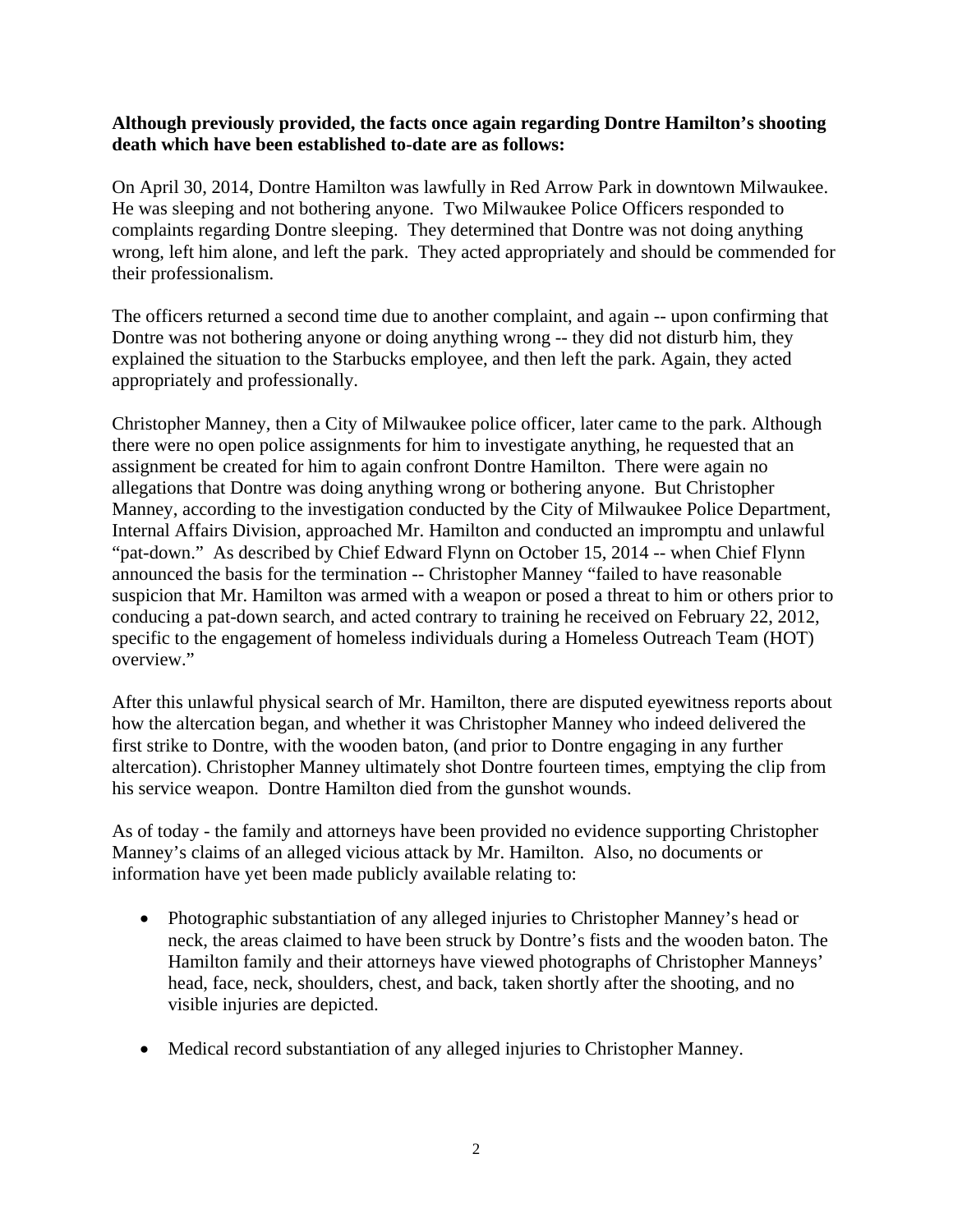**Although previously provided, the facts once again regarding Dontre Hamilton's shooting death which have been established to-date are as follows:**

On April 30, 2014, Dontre Hamilton was lawfully in Red Arrow Park in downtown Milwaukee. He was sleeping and not bothering anyone. Two Milwaukee Police Officers responded to complaints regarding Dontre sleeping. They determined that Dontre was not doing anything wrong, left him alone, and left the park. They acted appropriately and should be commended for their professionalism.

The officers returned a second time due to another complaint, and again -- upon confirming that Dontre was not bothering anyone or doing anything wrong -- they did not disturb him, they explained the situation to the Starbucks employee, and then left the park. Again, they acted appropriately and professionally.

Christopher Manney, then a City of Milwaukee police officer, later came to the park. Although there were no open police assignments for him to investigate anything, he requested that an assignment be created for him to again confront Dontre Hamilton. There were again no allegations that Dontre was doing anything wrong or bothering anyone. But Christopher Manney, according to the investigation conducted by the City of Milwaukee Police Department, Internal Affairs Division, approached Mr. Hamilton and conducted an impromptu and unlawful "pat-down." As described by Chief Edward Flynn on October 15, 2014 -- when Chief Flynn announced the basis for the termination -- Christopher Manney "failed to have reasonable suspicion that Mr. Hamilton was armed with a weapon or posed a threat to him or others prior to conducing a pat-down search, and acted contrary to training he received on February 22, 2012, specific to the engagement of homeless individuals during a Homeless Outreach Team (HOT) overview."

After this unlawful physical search of Mr. Hamilton, there are disputed eyewitness reports about how the altercation began, and whether it was Christopher Manney who indeed delivered the first strike to Dontre, with the wooden baton, (and prior to Dontre engaging in any further altercation). Christopher Manney ultimately shot Dontre fourteen times, emptying the clip from his service weapon. Dontre Hamilton died from the gunshot wounds.

As of today - the family and attorneys have been provided no evidence supporting Christopher Manney's claims of an alleged vicious attack by Mr. Hamilton. Also, no documents or information have yet been made publicly available relating to:

- Photographic substantiation of any alleged injuries to Christopher Manney's head or neck, the areas claimed to have been struck by Dontre's fists and the wooden baton. The Hamilton family and their attorneys have viewed photographs of Christopher Manneys' head, face, neck, shoulders, chest, and back, taken shortly after the shooting, and no visible injuries are depicted.
- Medical record substantiation of any alleged injuries to Christopher Manney.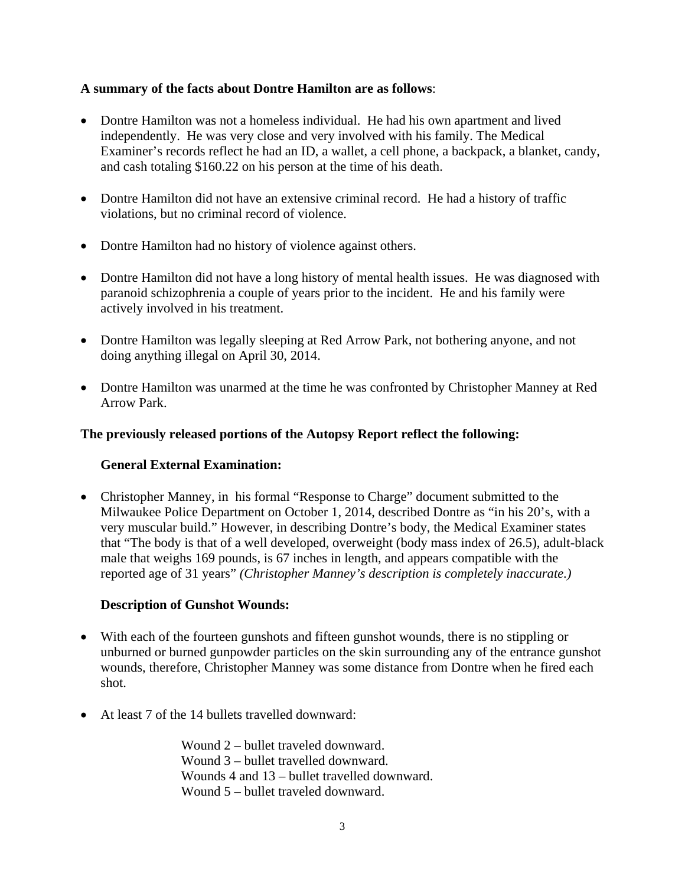**A summary of the facts about Dontre Hamilton are as follows**:

- Dontre Hamilton was not a homeless individual. He had his own apartment and lived independently. He was very close and very involved with his family. The Medical Examiner's records reflect he had an ID, a wallet, a cell phone, a backpack, a blanket, candy, and cash totaling $160.22 on his person at the time of his death.
- Dontre Hamilton did not have an extensive criminal record. He had a history of traffic violations, but no criminal record of violence.
- Dontre Hamilton had no history of violence against others.
- Dontre Hamilton did not have a long history of mental health issues. He was diagnosed with paranoid schizophrenia a couple of years prior to the incident. He and his family were actively involved in his treatment.
- Dontre Hamilton was legally sleeping at Red Arrow Park, not bothering anyone, and not doing anything illegal on April 30, 2014.
- Dontre Hamilton was unarmed at the time he was confronted by Christopher Manney at Red Arrow Park.

**The previously released portions of the Autopsy Report reflect the following:**

**General External Examination:**

- Christopher Manney, in his formal "Response to Charge" document submitted to the Milwaukee Police Department on October 1, 2014, described Dontre as "in his 20's, with a very muscular build." However, in describing Dontre's body, the Medical Examiner states that "The body is that of a well developed, overweight (body mass index of 26.5), adult-black male that weighs 169 pounds, is 67 inches in length, and appears compatible with the reported age of 31 years" *(Christopher Manney's description is completely inaccurate.)*

**Description of Gunshot Wounds:**

- With each of the fourteen gunshots and fifteen gunshot wounds, there is no stippling or unburned or burned gunpowder particles on the skin surrounding any of the entrance gunshot wounds, therefore, Christopher Manney was some distance from Dontre when he fired each shot.
- At least 7 of the 14 bullets travelled downward:

  Wound 2 – bullet traveled downward.
  Wound 3 – bullet travelled downward.
  Wounds 4 and 13 – bullet travelled downward.
  Wound 5 – bullet traveled downward.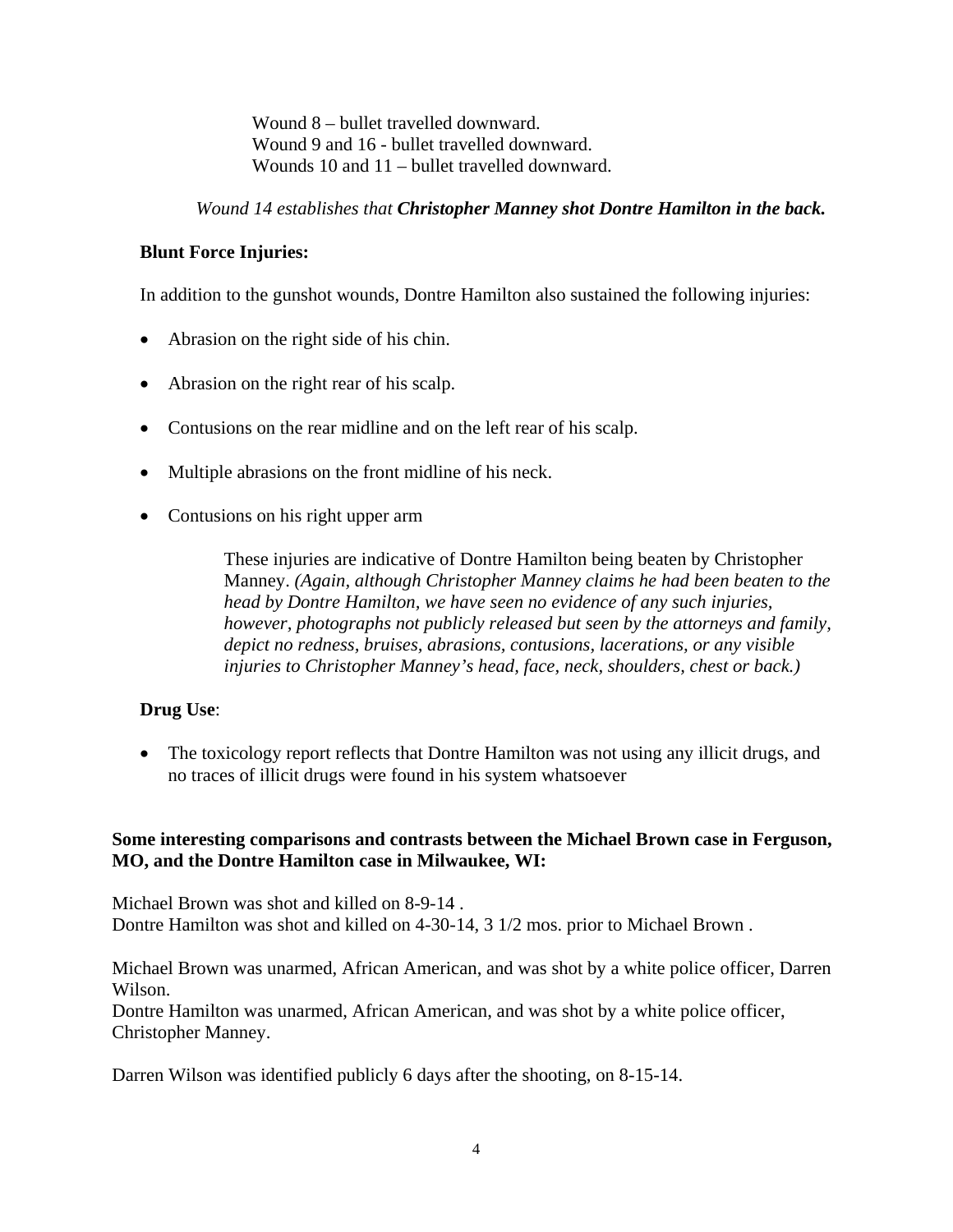Wound 8 – bullet travelled downward.
Wound 9 and 16 - bullet travelled downward.
Wounds 10 and 11 – bullet travelled downward.

*Wound 14 establishes that* ***Christopher Manney shot Dontre Hamilton in the back.***

**Blunt Force Injuries:**

In addition to the gunshot wounds, Dontre Hamilton also sustained the following injuries:

- Abrasion on the right side of his chin.
- Abrasion on the right rear of his scalp.
- Contusions on the rear midline and on the left rear of his scalp.
- Multiple abrasions on the front midline of his neck.
- Contusions on his right upper arm

These injuries are indicative of Dontre Hamilton being beaten by Christopher Manney. *(Again, although Christopher Manney claims he had been beaten to the head by Dontre Hamilton, we have seen no evidence of any such injuries, however, photographs not publicly released but seen by the attorneys and family, depict no redness, bruises, abrasions, contusions, lacerations, or any visible injuries to Christopher Manney's head, face, neck, shoulders, chest or back.)*

**Drug Use**:

- The toxicology report reflects that Dontre Hamilton was not using any illicit drugs, and no traces of illicit drugs were found in his system whatsoever

**Some interesting comparisons and contrasts between the Michael Brown case in Ferguson, MO, and the Dontre Hamilton case in Milwaukee, WI:**

Michael Brown was shot and killed on 8-9-14 .
Dontre Hamilton was shot and killed on 4-30-14, 3 1/2 mos. prior to Michael Brown .

Michael Brown was unarmed, African American, and was shot by a white police officer, Darren Wilson.
Dontre Hamilton was unarmed, African American, and was shot by a white police officer, Christopher Manney.

Darren Wilson was identified publicly 6 days after the shooting, on 8-15-14.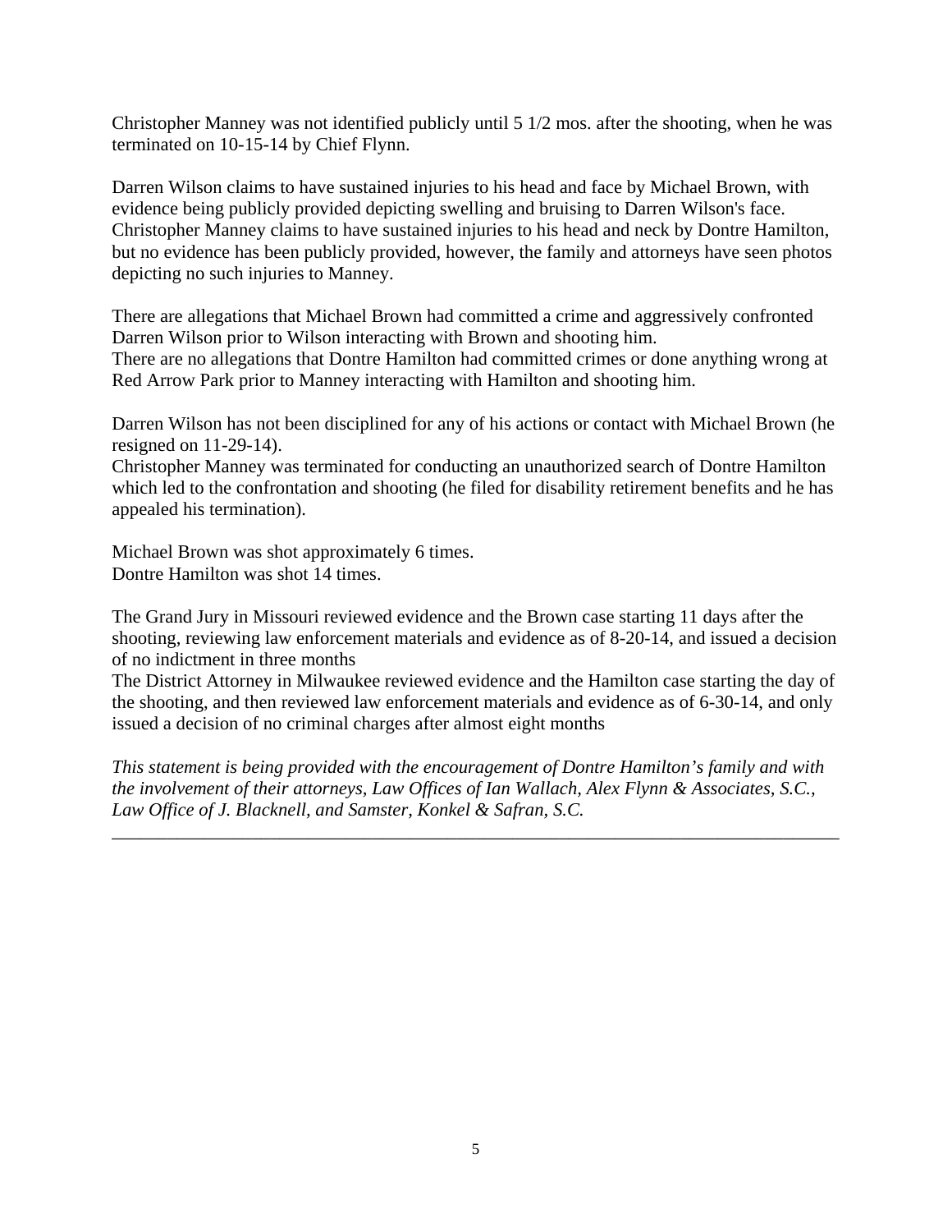Christopher Manney was not identified publicly until 5 1/2 mos. after the shooting, when he was terminated on 10-15-14 by Chief Flynn.

Darren Wilson claims to have sustained injuries to his head and face by Michael Brown, with evidence being publicly provided depicting swelling and bruising to Darren Wilson's face. Christopher Manney claims to have sustained injuries to his head and neck by Dontre Hamilton, but no evidence has been publicly provided, however, the family and attorneys have seen photos depicting no such injuries to Manney.

There are allegations that Michael Brown had committed a crime and aggressively confronted Darren Wilson prior to Wilson interacting with Brown and shooting him.
There are no allegations that Dontre Hamilton had committed crimes or done anything wrong at Red Arrow Park prior to Manney interacting with Hamilton and shooting him.

Darren Wilson has not been disciplined for any of his actions or contact with Michael Brown (he resigned on 11-29-14).
Christopher Manney was terminated for conducting an unauthorized search of Dontre Hamilton which led to the confrontation and shooting (he filed for disability retirement benefits and he has appealed his termination).

Michael Brown was shot approximately 6 times.
Dontre Hamilton was shot 14 times.

The Grand Jury in Missouri reviewed evidence and the Brown case starting 11 days after the shooting, reviewing law enforcement materials and evidence as of 8-20-14, and issued a decision of no indictment in three months
The District Attorney in Milwaukee reviewed evidence and the Hamilton case starting the day of the shooting, and then reviewed law enforcement materials and evidence as of 6-30-14, and only issued a decision of no criminal charges after almost eight months

*This statement is being provided with the encouragement of Dontre Hamilton's family and with the involvement of their attorneys, Law Offices of Ian Wallach, Alex Flynn & Associates, S.C., Law Office of J. Blacknell, and Samster, Konkel & Safran, S.C.*

---